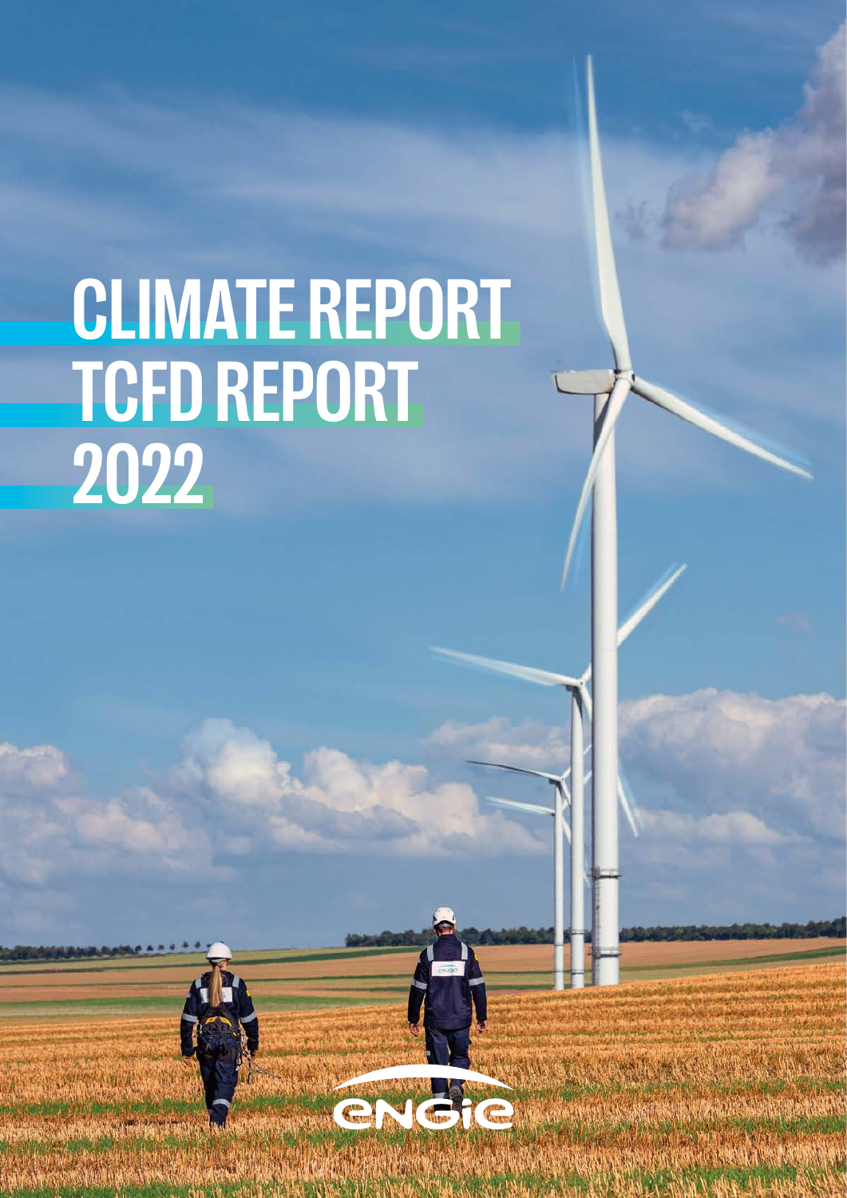# CLIMATE REPORT
# TCFD REPORT
# 2022

ENGIE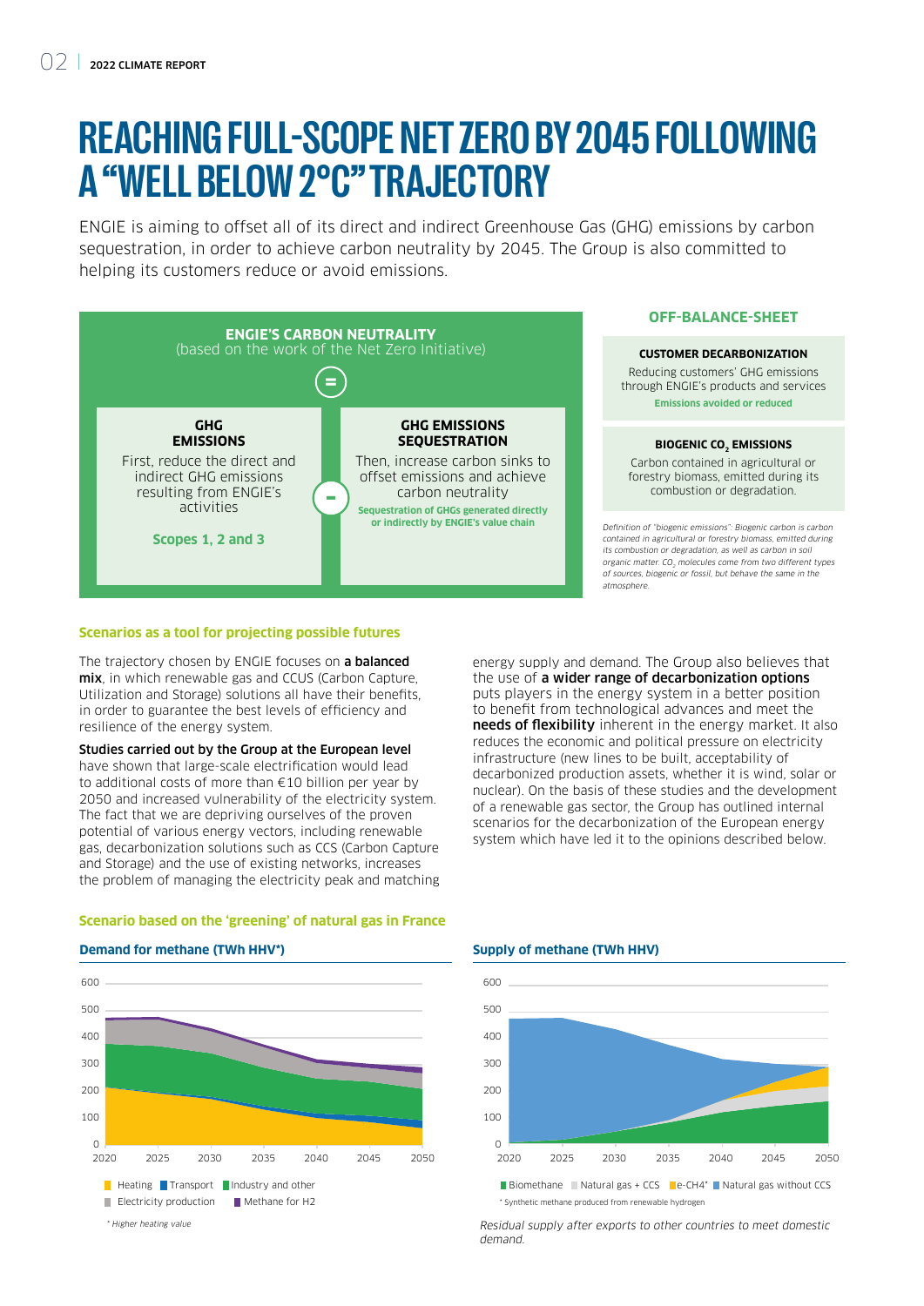# REACHING FULL-SCOPE NET ZERO BY 2045 FOLLOWING A "WELL BELOW 2°C" TRAJECTORY

ENGIE is aiming to offset all of its direct and indirect Greenhouse Gas (GHG) emissions by carbon sequestration, in order to achieve carbon neutrality by 2045. The Group is also committed to helping its customers reduce or avoid emissions.

**ENGIE'S CARBON NEUTRALITY**
(based on the work of the Net Zero Initiative)

=

**GHG EMISSIONS**

First, reduce the direct and indirect GHG emissions resulting from ENGIE's activities

**Scopes 1, 2 and 3**

−

**GHG EMISSIONS SEQUESTRATION**

Then, increase carbon sinks to offset emissions and achieve carbon neutrality

**Sequestration of GHGs generated directly or indirectly by ENGIE's value chain**

**OFF-BALANCE-SHEET**

**CUSTOMER DECARBONIZATION**

Reducing customers' GHG emissions through ENGIE's products and services

**Emissions avoided or reduced**

**BIOGENIC $CO_2$ EMISSIONS**

Carbon contained in agricultural or forestry biomass, emitted during its combustion or degradation.

*Definition of "biogenic emissions": Biogenic carbon is carbon contained in agricultural or forestry biomass, emitted during its combustion or degradation, as well as carbon in soil organic matter. $CO_2$ molecules come from two different types of sources, biogenic or fossil, but behave the same in the atmosphere.*

### Scenarios as a tool for projecting possible futures

The trajectory chosen by ENGIE focuses on **a balanced mix**, in which renewable gas and CCUS (Carbon Capture, Utilization and Storage) solutions all have their benefits, in order to guarantee the best levels of efficiency and resilience of the energy system.

**Studies carried out by the Group at the European level** have shown that large-scale electrification would lead to additional costs of more than €10 billion per year by 2050 and increased vulnerability of the electricity system. The fact that we are depriving ourselves of the proven potential of various energy vectors, including renewable gas, decarbonization solutions such as CCS (Carbon Capture and Storage) and the use of existing networks, increases the problem of managing the electricity peak and matching energy supply and demand. The Group also believes that the use of **a wider range of decarbonization options** puts players in the energy system in a better position to benefit from technological advances and meet the **needs of flexibility** inherent in the energy market. It also reduces the economic and political pressure on electricity infrastructure (new lines to be built, acceptability of decarbonized production assets, whether it is wind, solar or nuclear). On the basis of these studies and the development of a renewable gas sector, the Group has outlined internal scenarios for the decarbonization of the European energy system which have led it to the opinions described below.

### Scenario based on the 'greening' of natural gas in France

**Demand for methane (TWh HHV*)**

Heating, Transport, Industry and other, Electricity production, Methane for H2

*\* Higher heating value*

**Supply of methane (TWh HHV)**

Biomethane, Natural gas + CCS, e-CH4*, Natural gas without CCS

\* Synthetic methane produced from renewable hydrogen

*Residual supply after exports to other countries to meet domestic demand.*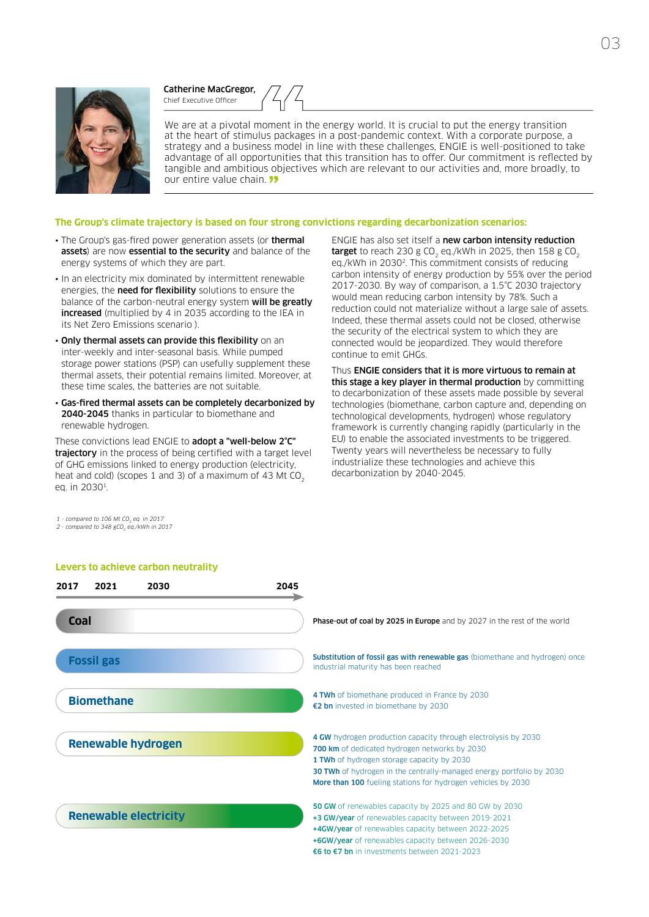**Catherine MacGregor,**
Chief Executive Officer

> We are at a pivotal moment in the energy world. It is crucial to put the energy transition at the heart of stimulus packages in a post-pandemic context. With a corporate purpose, a strategy and a business model in line with these challenges, ENGIE is well-positioned to take advantage of all opportunities that this transition has to offer. Our commitment is reflected by tangible and ambitious objectives which are relevant to our activities and, more broadly, to our entire value chain.

## The Group's climate trajectory is based on four strong convictions regarding decarbonization scenarios:

- The Group's gas-fired power generation assets (or **thermal assets**) are now **essential to the security** and balance of the energy systems of which they are part.
- In an electricity mix dominated by intermittent renewable energies, the **need for flexibility** solutions to ensure the balance of the carbon-neutral energy system **will be greatly increased** (multiplied by 4 in 2035 according to the IEA in its Net Zero Emissions scenario ).
- **Only thermal assets can provide this flexibility** on an inter-weekly and inter-seasonal basis. While pumped storage power stations (PSP) can usefully supplement these thermal assets, their potential remains limited. Moreover, at these time scales, the batteries are not suitable.
- **Gas-fired thermal assets can be completely decarbonized by 2040-2045** thanks in particular to biomethane and renewable hydrogen.

These convictions lead ENGIE to **adopt a "well-below 2°C" trajectory** in the process of being certified with a target level of GHG emissions linked to energy production (electricity, heat and cold) (scopes 1 and 3) of a maximum of 43 Mt $CO_2$ eq. in 2030[1].

ENGIE has also set itself a **new carbon intensity reduction target** to reach 230 g $CO_2$ eq./kWh in 2025, then 158 g $CO_2$ eq./kWh in 2030[2]. This commitment consists of reducing carbon intensity of energy production by 55% over the period 2017-2030. By way of comparison, a 1.5°C 2030 trajectory would mean reducing carbon intensity by 78%. Such a reduction could not materialize without a large sale of assets. Indeed, these thermal assets could not be closed, otherwise the security of the electrical system to which they are connected would be jeopardized. They would therefore continue to emit GHGs.

Thus **ENGIE considers that it is more virtuous to remain at this stage a key player in thermal production** by committing to decarbonization of these assets made possible by several technologies (biomethane, carbon capture and, depending on technological developments, hydrogen) whose regulatory framework is currently changing rapidly (particularly in the EU) to enable the associated investments to be triggered. Twenty years will nevertheless be necessary to fully industrialize these technologies and achieve this decarbonization by 2040-2045.

*1 - compared to 106 Mt $CO_2$ eq. in 2017*
*2 - compared to 348 g$CO_2$ eq./kWh in 2017*

## Levers to achieve carbon neutrality

(Timeline: 2017 – 2021 – 2030 – 2045)

**Coal**
**Phase-out of coal by 2025 in Europe** and by 2027 in the rest of the world

**Fossil gas**
**Substitution of fossil gas with renewable gas** (biomethane and hydrogen) once industrial maturity has been reached

**Biomethane**
- **4 TWh** of biomethane produced in France by 2030
- **€2 bn** invested in biomethane by 2030

**Renewable hydrogen**
- **4 GW** hydrogen production capacity through electrolysis by 2030
- **700 km** of dedicated hydrogen networks by 2030
- **1 TWh** of hydrogen storage capacity by 2030
- **30 TWh** of hydrogen in the centrally-managed energy portfolio by 2030
- **More than 100** fueling stations for hydrogen vehicles by 2030

**Renewable electricity**
- **50 GW** of renewables capacity by 2025 and 80 GW by 2030
- **+3 GW/year** of renewables capacity between 2019-2021
- **+4GW/year** of renewables capacity between 2022-2025
- **+6GW/year** of renewables capacity between 2026-2030
- **€6 to €7 bn** in investments between 2021-2023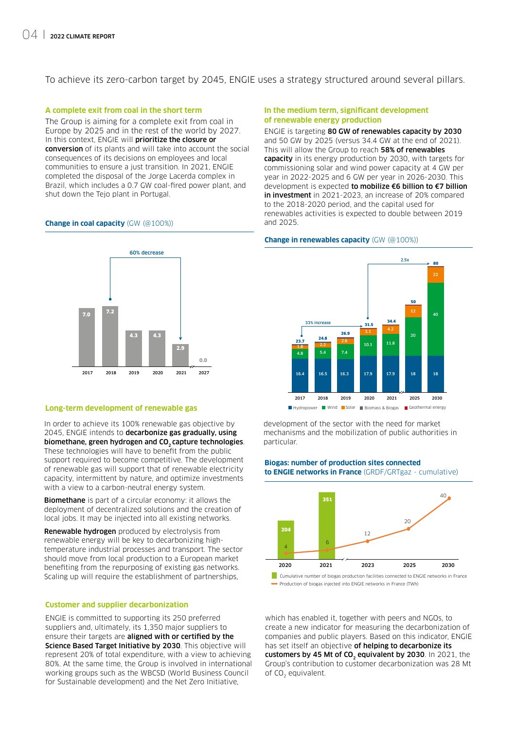To achieve its zero-carbon target by 2045, ENGIE uses a strategy structured around several pillars.

## A complete exit from coal in the short term

The Group is aiming for a complete exit from coal in Europe by 2025 and in the rest of the world by 2027. In this context, ENGIE will **prioritize the closure or conversion** of its plants and will take into account the social consequences of its decisions on employees and local communities to ensure a just transition. In 2021, ENGIE completed the disposal of the Jorge Lacerda complex in Brazil, which includes a 0.7 GW coal-fired power plant, and shut down the Tejo plant in Portugal.

**Change in coal capacity** (GW (@100%))

| 2017 | 2018 | 2019 | 2020 | 2021 | 2027 |
|---|---|---|---|---|---|
| 7.0 | 7.2 | 4.3 | 4.3 | 2.9 | 0.0 |

60% decrease (2018–2021)

## In the medium term, significant development of renewable energy production

ENGIE is targeting **80 GW of renewables capacity by 2030** and 50 GW by 2025 (versus 34.4 GW at the end of 2021). This will allow the Group to reach **58% of renewables capacity** in its energy production by 2030, with targets for commissioning solar and wind power capacity at 4 GW per year in 2022-2025 and 6 GW per year in 2026-2030. This development is expected **to mobilize €6 billion to €7 billion in investment** in 2021-2023, an increase of 20% compared to the 2018-2020 period, and the capital used for renewables activities is expected to double between 2019 and 2025.

**Change in renewables capacity** (GW (@100%))

| | 2017 | 2018 | 2019 | 2020 | 2021 | 2025 | 2030 |
|---|---|---|---|---|---|---|---|
| Hydropower | 16.4 | 16.5 | 16.3 | 17.9 | 17.9 | 18 | 18 |
| Wind | 4.8 | 5.4 | 7.4 | 10.1 | 11.8 | 20 | 40 |
| Solar | 1.8 | 2.2 | 2.6 | 3.1 | 4.2 | 12 | 22 |
| Total | 23.7 | 24.8 | 26.9 | 31.5 | 34.4 | 50 | 80 |

Legend: Hydropower, Wind, Solar, Biomass & Biogas, Geothermal energy

33% increase (2017–2020); 2.5x (2020–2030)

## Long-term development of renewable gas

In order to achieve its 100% renewable gas objective by 2045, ENGIE intends to **decarbonize gas gradually, using biomethane, green hydrogen and $CO_2$ capture technologies**. These technologies will have to benefit from the public support required to become competitive. The development of renewable gas will support that of renewable electricity capacity, intermittent by nature, and optimize investments with a view to a carbon-neutral energy system.

**Biomethane** is part of a circular economy: it allows the deployment of decentralized solutions and the creation of local jobs. It may be injected into all existing networks.

**Renewable hydrogen** produced by electrolysis from renewable energy will be key to decarbonizing high-temperature industrial processes and transport. The sector should move from local production to a European market benefiting from the repurposing of existing gas networks. Scaling up will require the establishment of partnerships, development of the sector with the need for market mechanisms and the mobilization of public authorities in particular.

**Biogas: number of production sites connected to ENGIE networks in France** (GRDF/GRTgaz - cumulative)

| | 2020 | 2021 | 2023 | 2025 | 2030 |
|---|---|---|---|---|---|
| Cumulative number of biogas production facilities connected to ENGIE networks in France | 204 | 351 | | | |
| Production of biogas injected into ENGIE networks in France (TWh) | 4 | 6 | 12 | 20 | 40 |

## Customer and supplier decarbonization

ENGIE is committed to supporting its 250 preferred suppliers and, ultimately, its 1,350 major suppliers to ensure their targets are **aligned with or certified by the Science Based Target Initiative by 2030**. This objective will represent 20% of total expenditure, with a view to achieving 80%. At the same time, the Group is involved in international working groups such as the WBCSD (World Business Council for Sustainable development) and the Net Zero Initiative, which has enabled it, together with peers and NGOs, to create a new indicator for measuring the decarbonization of companies and public players. Based on this indicator, ENGIE has set itself an objective **of helping to decarbonize its customers by 45 Mt of $CO_2$ equivalent by 2030**. In 2021, the Group's contribution to customer decarbonization was 28 Mt of $CO_2$ equivalent.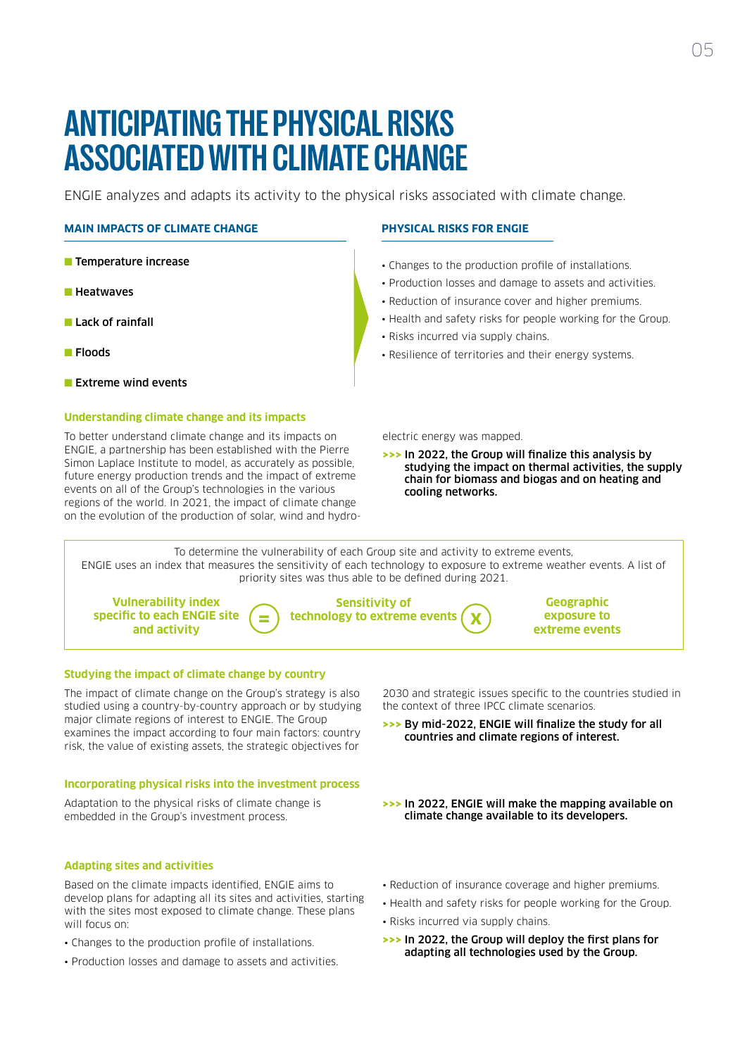# ANTICIPATING THE PHYSICAL RISKS ASSOCIATED WITH CLIMATE CHANGE

ENGIE analyzes and adapts its activity to the physical risks associated with climate change.

### MAIN IMPACTS OF CLIMATE CHANGE

- **Temperature increase**
- **Heatwaves**
- **Lack of rainfall**
- **Floods**
- **Extreme wind events**

### PHYSICAL RISKS FOR ENGIE

- Changes to the production profile of installations.
- Production losses and damage to assets and activities.
- Reduction of insurance cover and higher premiums.
- Health and safety risks for people working for the Group.
- Risks incurred via supply chains.
- Resilience of territories and their energy systems.

### Understanding climate change and its impacts

To better understand climate change and its impacts on ENGIE, a partnership has been established with the Pierre Simon Laplace Institute to model, as accurately as possible, future energy production trends and the impact of extreme events on all of the Group's technologies in the various regions of the world. In 2021, the impact of climate change on the evolution of the production of solar, wind and hydro-electric energy was mapped.

**>>> In 2022, the Group will finalize this analysis by studying the impact on thermal activities, the supply chain for biomass and biogas and on heating and cooling networks.**

To determine the vulnerability of each Group site and activity to extreme events, ENGIE uses an index that measures the sensitivity of each technology to exposure to extreme weather events. A list of priority sites was thus able to be defined during 2021.

**Vulnerability index specific to each ENGIE site and activity** = **Sensitivity of technology to extreme events** x **Geographic exposure to extreme events**

### Studying the impact of climate change by country

The impact of climate change on the Group's strategy is also studied using a country-by-country approach or by studying major climate regions of interest to ENGIE. The Group examines the impact according to four main factors: country risk, the value of existing assets, the strategic objectives for 2030 and strategic issues specific to the countries studied in the context of three IPCC climate scenarios.

**>>> By mid-2022, ENGIE will finalize the study for all countries and climate regions of interest.**

### Incorporating physical risks into the investment process

Adaptation to the physical risks of climate change is embedded in the Group's investment process.

**>>> In 2022, ENGIE will make the mapping available on climate change available to its developers.**

### Adapting sites and activities

Based on the climate impacts identified, ENGIE aims to develop plans for adapting all its sites and activities, starting with the sites most exposed to climate change. These plans will focus on:

- Changes to the production profile of installations.
- Production losses and damage to assets and activities.
- Reduction of insurance coverage and higher premiums.
- Health and safety risks for people working for the Group.
- Risks incurred via supply chains.

**>>> In 2022, the Group will deploy the first plans for adapting all technologies used by the Group.**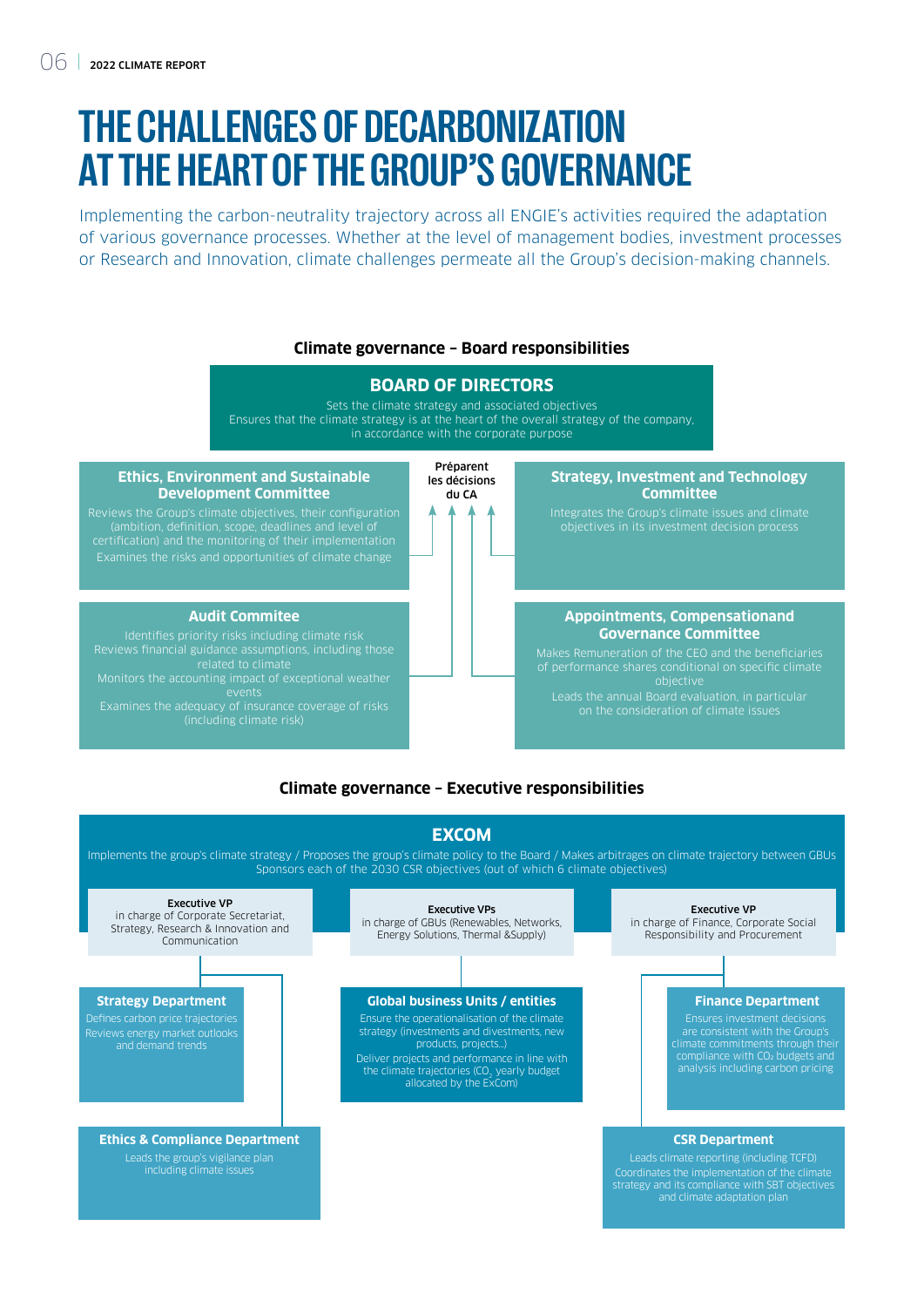# THE CHALLENGES OF DECARBONIZATION AT THE HEART OF THE GROUP'S GOVERNANCE

Implementing the carbon-neutrality trajectory across all ENGIE's activities required the adaptation of various governance processes. Whether at the level of management bodies, investment processes or Research and Innovation, climate challenges permeate all the Group's decision-making channels.

## Climate governance – Board responsibilities

### BOARD OF DIRECTORS

Sets the climate strategy and associated objectives
Ensures that the climate strategy is at the heart of the overall strategy of the company, in accordance with the corporate purpose

**Préparent les décisions du CA**

#### Ethics, Environment and Sustainable Development Committee

Reviews the Group's climate objectives, their configuration (ambition, definition, scope, deadlines and level of certification) and the monitoring of their implementation
Examines the risks and opportunities of climate change

#### Strategy, Investment and Technology Committee

Integrates the Group's climate issues and climate objectives in its investment decision process

#### Audit Commitee

Identifies priority risks including climate risk
Reviews financial guidance assumptions, including those related to climate
Monitors the accounting impact of exceptional weather events
Examines the adequacy of insurance coverage of risks (including climate risk)

#### Appointments, Compensationand Governance Committee

Makes Remuneration of the CEO and the beneficiaries of performance shares conditional on specific climate objective
Leads the annual Board evaluation, in particular on the consideration of climate issues

## Climate governance – Executive responsibilities

### EXCOM

Implements the group's climate strategy / Proposes the group's climate policy to the Board / Makes arbitrages on climate trajectory between GBUs
Sponsors each of the 2030 CSR objectives (out of which 6 climate objectives)

**Executive VP**
in charge of Corporate Secretariat, Strategy, Research & Innovation and Communication

- **Strategy Department**
  Defines carbon price trajectories
  Reviews energy market outlooks and demand trends
- **Ethics & Compliance Department**
  Leads the group's vigilance plan including climate issues

**Executive VPs**
in charge of GBUs (Renewables, Networks, Energy Solutions, Thermal &Supply)

- **Global business Units / entities**
  Ensure the operationalisation of the climate strategy (investments and divestments, new products, projects…)
  Deliver projects and performance in line with the climate trajectories ($CO_2$ yearly budget allocated by the ExCom)

**Executive VP**
in charge of Finance, Corporate Social Responsibility and Procurement

- **Finance Department**
  Ensures investment decisions are consistent with the Group's climate commitments through their compliance with $CO_2$ budgets and analysis including carbon pricing
- **CSR Department**
  Leads climate reporting (including TCFD)
  Coordinates the implementation of the climate strategy and its compliance with SBT objectives and climate adaptation plan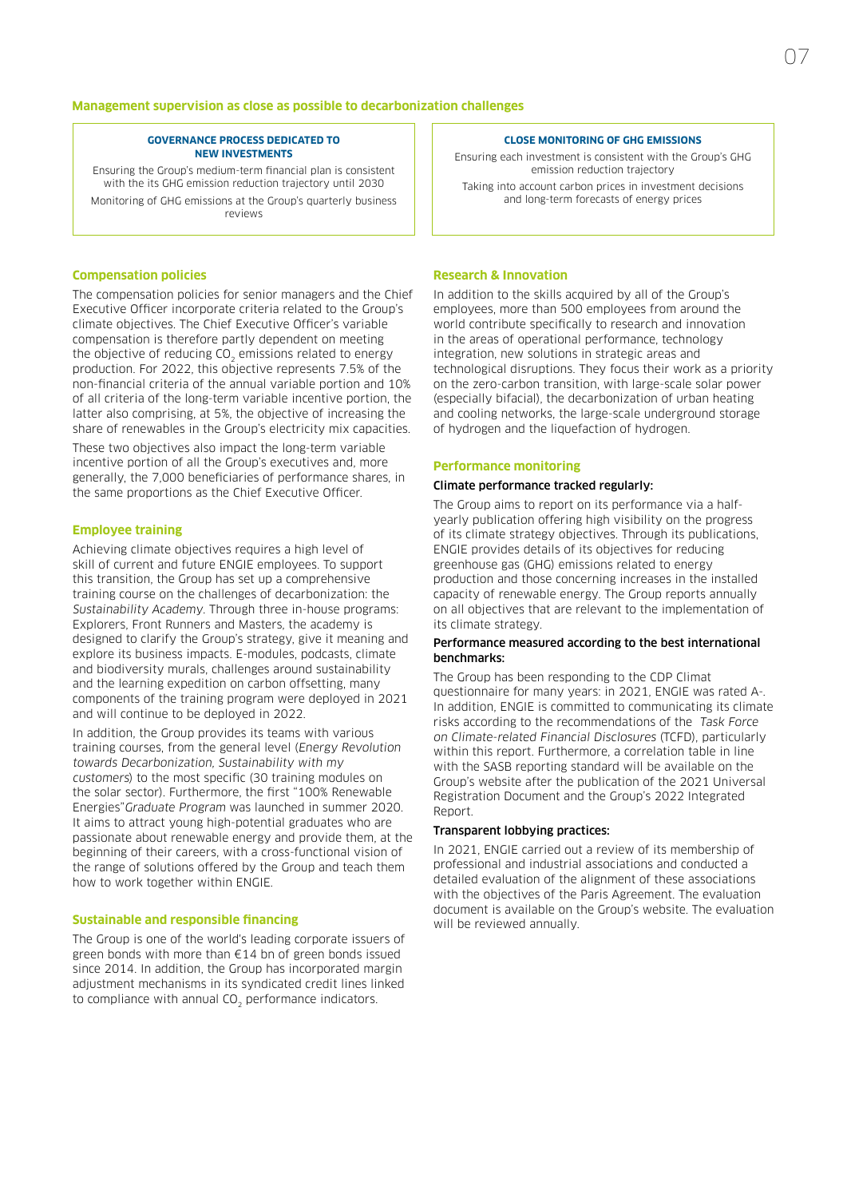## Management supervision as close as possible to decarbonization challenges

**GOVERNANCE PROCESS DEDICATED TO NEW INVESTMENTS**

Ensuring the Group's medium-term financial plan is consistent with the its GHG emission reduction trajectory until 2030

Monitoring of GHG emissions at the Group's quarterly business reviews

**CLOSE MONITORING OF GHG EMISSIONS**

Ensuring each investment is consistent with the Group's GHG emission reduction trajectory

Taking into account carbon prices in investment decisions and long-term forecasts of energy prices

### Compensation policies

The compensation policies for senior managers and the Chief Executive Officer incorporate criteria related to the Group's climate objectives. The Chief Executive Officer's variable compensation is therefore partly dependent on meeting the objective of reducing $CO_2$ emissions related to energy production. For 2022, this objective represents 7.5% of the non-financial criteria of the annual variable portion and 10% of all criteria of the long-term variable incentive portion, the latter also comprising, at 5%, the objective of increasing the share of renewables in the Group's electricity mix capacities.

These two objectives also impact the long-term variable incentive portion of all the Group's executives and, more generally, the 7,000 beneficiaries of performance shares, in the same proportions as the Chief Executive Officer.

### Employee training

Achieving climate objectives requires a high level of skill of current and future ENGIE employees. To support this transition, the Group has set up a comprehensive training course on the challenges of decarbonization: the *Sustainability Academy*. Through three in-house programs: Explorers, Front Runners and Masters, the academy is designed to clarify the Group's strategy, give it meaning and explore its business impacts. E-modules, podcasts, climate and biodiversity murals, challenges around sustainability and the learning expedition on carbon offsetting, many components of the training program were deployed in 2021 and will continue to be deployed in 2022.

In addition, the Group provides its teams with various training courses, from the general level (*Energy Revolution towards Decarbonization, Sustainability with my customers*) to the most specific (30 training modules on the solar sector). Furthermore, the first "100% Renewable Energies"*Graduate Program* was launched in summer 2020. It aims to attract young high-potential graduates who are passionate about renewable energy and provide them, at the beginning of their careers, with a cross-functional vision of the range of solutions offered by the Group and teach them how to work together within ENGIE.

### Sustainable and responsible financing

The Group is one of the world's leading corporate issuers of green bonds with more than €14 bn of green bonds issued since 2014. In addition, the Group has incorporated margin adjustment mechanisms in its syndicated credit lines linked to compliance with annual $CO_2$ performance indicators.

### Research & Innovation

In addition to the skills acquired by all of the Group's employees, more than 500 employees from around the world contribute specifically to research and innovation in the areas of operational performance, technology integration, new solutions in strategic areas and technological disruptions. They focus their work as a priority on the zero-carbon transition, with large-scale solar power (especially bifacial), the decarbonization of urban heating and cooling networks, the large-scale underground storage of hydrogen and the liquefaction of hydrogen.

### Performance monitoring

**Climate performance tracked regularly:**

The Group aims to report on its performance via a half-yearly publication offering high visibility on the progress of its climate strategy objectives. Through its publications, ENGIE provides details of its objectives for reducing greenhouse gas (GHG) emissions related to energy production and those concerning increases in the installed capacity of renewable energy. The Group reports annually on all objectives that are relevant to the implementation of its climate strategy.

**Performance measured according to the best international benchmarks:**

The Group has been responding to the CDP Climat questionnaire for many years: in 2021, ENGIE was rated A-. In addition, ENGIE is committed to communicating its climate risks according to the recommendations of the *Task Force on Climate-related Financial Disclosures* (TCFD), particularly within this report. Furthermore, a correlation table in line with the SASB reporting standard will be available on the Group's website after the publication of the 2021 Universal Registration Document and the Group's 2022 Integrated Report.

**Transparent lobbying practices:**

In 2021, ENGIE carried out a review of its membership of professional and industrial associations and conducted a detailed evaluation of the alignment of these associations with the objectives of the Paris Agreement. The evaluation document is available on the Group's website. The evaluation will be reviewed annually.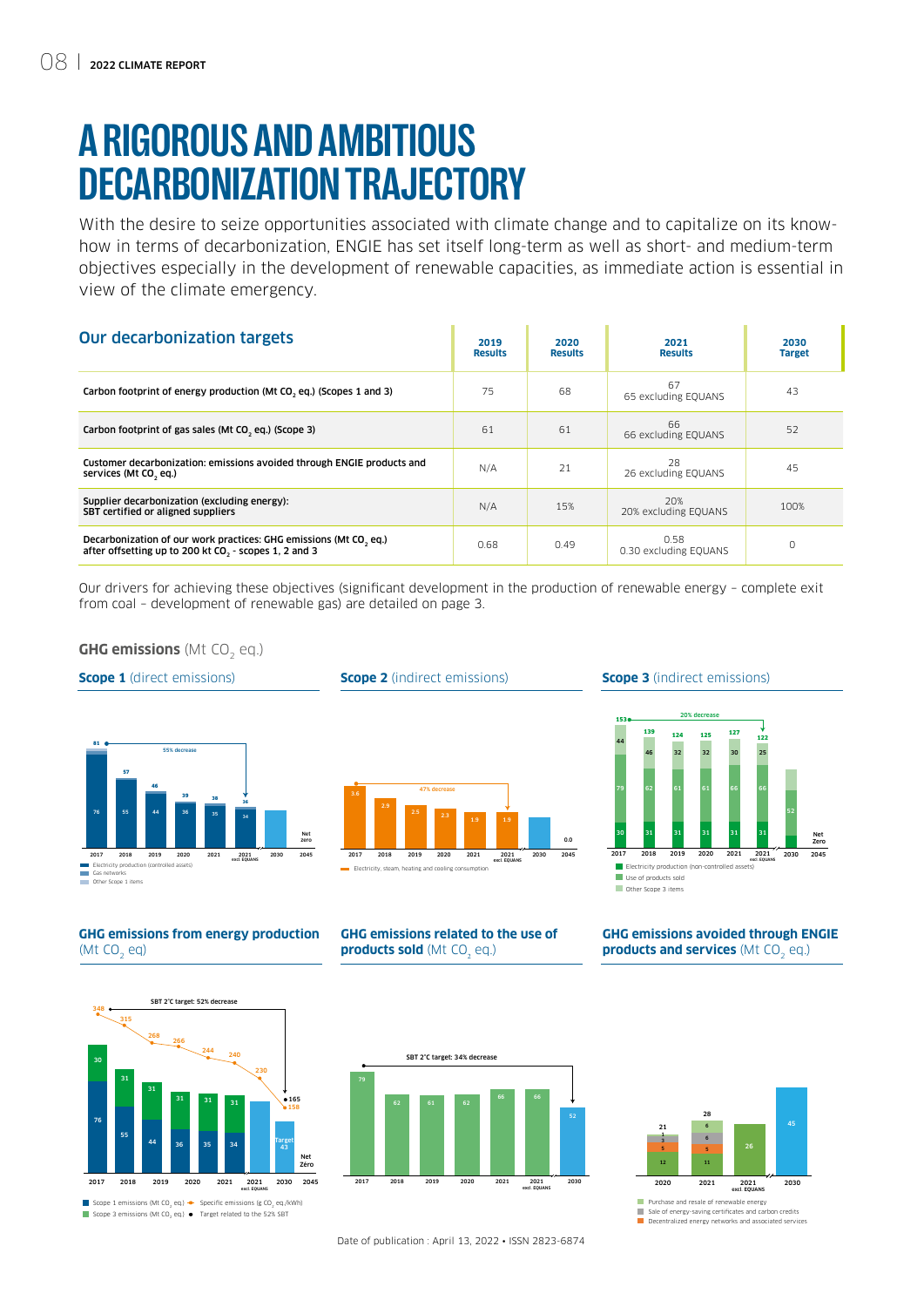# A RIGOROUS AND AMBITIOUS DECARBONIZATION TRAJECTORY

With the desire to seize opportunities associated with climate change and to capitalize on its know-how in terms of decarbonization, ENGIE has set itself long-term as well as short- and medium-term objectives especially in the development of renewable capacities, as immediate action is essential in view of the climate emergency.

| Our decarbonization targets | 2019 Results | 2020 Results | 2021 Results | 2030 Target |
|---|---|---|---|---|
| Carbon footprint of energy production (Mt $CO_2$ eq.) (Scopes 1 and 3) | 75 | 68 | 67<br>65 excluding EQUANS | 43 |
| Carbon footprint of gas sales (Mt $CO_2$ eq.) (Scope 3) | 61 | 61 | 66<br>66 excluding EQUANS | 52 |
| Customer decarbonization: emissions avoided through ENGIE products and services (Mt $CO_2$ eq.) | N/A | 21 | 28<br>26 excluding EQUANS | 45 |
| Supplier decarbonization (excluding energy): SBT certified or aligned suppliers | N/A | 15% | 20%<br>20% excluding EQUANS | 100% |
| Decarbonization of our work practices: GHG emissions (Mt $CO_2$ eq.) after offsetting up to 200 kt $CO_2$ - scopes 1, 2 and 3 | 0.68 | 0.49 | 0.58<br>0.30 excluding EQUANS | 0 |

Our drivers for achieving these objectives (significant development in the production of renewable energy – complete exit from coal – development of renewable gas) are detailed on page 3.

## GHG emissions (Mt $CO_2$ eq.)

### Scope 1 (direct emissions)

81
57
46
39
38
36
55% decrease
76 55 44 36 35 34
Net zero
2017 2018 2019 2020 2021 2021 excl. EQUANS 2030 2045

Electricity production (controlled assets)
Gas networks
Other Scope 1 items

### Scope 2 (indirect emissions)

47% decrease
3.6 2.9 2.5 2.3 1.9 1.9 0.0
2017 2018 2019 2020 2021 2021 excl. EQUANS 2030 2045

Electricity, steam, heating and cooling consumption

### Scope 3 (indirect emissions)

20% decrease
153 139 124 125 127 122
44 46 32 32 30 25
79 62 61 61 66 66 52
30 31 31 31 31 31
Net Zero
2017 2018 2019 2020 2021 2021 excl. EQUANS 2030 2045

Electricity production (non-controlled assets)
Use of products sold
Other Scope 3 items

### GHG emissions from energy production (Mt $CO_2$ eq)

SBT 2°C target: 52% decrease
348 315 268 266 244 240 230
165
158
30 31 31 31 31 31
76 55 44 36 35 34
Target 43
Net Zero
2017 2018 2019 2020 2021 2021 excl. EQUANS 2030 2045

Scope 1 emissions (Mt $CO_2$ eq) — Specific emissions (g $CO_2$ eq./kWh)
Scope 3 emissions (Mt $CO_2$ eq) ● Target related to the 52% SBT

### GHG emissions related to the use of products sold (Mt $CO_2$ eq.)

SBT 2°C target: 34% decrease
79 62 61 62 66 66 52
2017 2018 2019 2020 2021 2021 excl. EQUANS 2030

### GHG emissions avoided through ENGIE products and services (Mt $CO_2$ eq.)

21 28
1 6
3 6
5 5
12 11 26 45
2020 2021 2021 excl. EQUANS 2030

Purchase and resale of renewable energy
Sale of energy-saving certificates and carbon credits
Decentralized energy networks and associated services

Date of publication : April 13, 2022 • ISSN 2823-6874